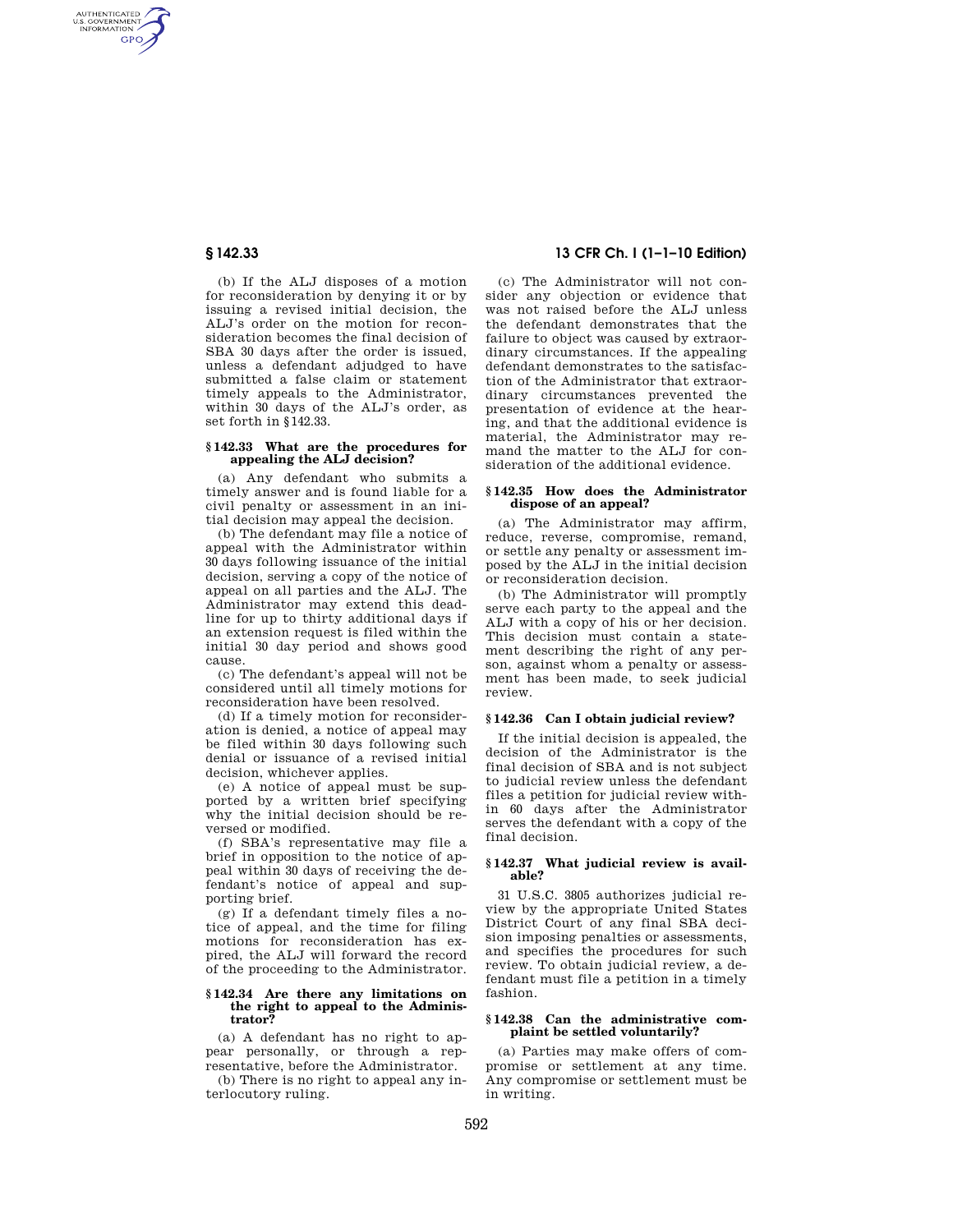(b) If the ALJ disposes of a motion for reconsideration by denying it or by issuing a revised initial decision, the ALJ's order on the motion for reconsideration becomes the final decision of SBA 30 days after the order is issued, unless a defendant adjudged to have submitted a false claim or statement timely appeals to the Administrator, within 30 days of the ALJ's order, as set forth in §142.33.

### § 142.33 What are the procedures for appealing the ALJ decision?

(a) Any defendant who submits a timely answer and is found liable for a civil penalty or assessment in an initial decision may appeal the decision.

(b) The defendant may file a notice of appeal with the Administrator within 30 days following issuance of the initial decision, serving a copy of the notice of appeal on all parties and the ALJ. The Administrator may extend this deadline for up to thirty additional days if an extension request is filed within the initial 30 day period and shows good cause.

(c) The defendant's appeal will not be considered until all timely motions for reconsideration have been resolved.

(d) If a timely motion for reconsideration is denied, a notice of appeal may be filed within 30 days following such denial or issuance of a revised initial decision, whichever applies.

(e) A notice of appeal must be supported by a written brief specifying why the initial decision should be reversed or modified.

(f) SBA's representative may file a brief in opposition to the notice of appeal within 30 days of receiving the defendant's notice of appeal and supporting brief.

(g) If a defendant timely files a notice of appeal, and the time for filing motions for reconsideration has expired, the ALJ will forward the record of the proceeding to the Administrator.

### § 142.34 Are there any limitations on the right to appeal to the Administrator?

(a) A defendant has no right to appear personally, or through a representative, before the Administrator.

(b) There is no right to appeal any interlocutory ruling.

(c) The Administrator will not consider any objection or evidence that was not raised before the ALJ unless the defendant demonstrates that the failure to object was caused by extraordinary circumstances. If the appealing defendant demonstrates to the satisfaction of the Administrator that extraordinary circumstances prevented the presentation of evidence at the hearing, and that the additional evidence is material, the Administrator may remand the matter to the ALJ for consideration of the additional evidence.

### § 142.35 How does the Administrator dispose of an appeal?

(a) The Administrator may affirm, reduce, reverse, compromise, remand, or settle any penalty or assessment imposed by the ALJ in the initial decision or reconsideration decision.

(b) The Administrator will promptly serve each party to the appeal and the ALJ with a copy of his or her decision. This decision must contain a statement describing the right of any person, against whom a penalty or assessment has been made, to seek judicial review.

### § 142.36 Can I obtain judicial review?

If the initial decision is appealed, the decision of the Administrator is the final decision of SBA and is not subject to judicial review unless the defendant files a petition for judicial review within 60 days after the Administrator serves the defendant with a copy of the final decision.

### § 142.37 What judicial review is available?

31 U.S.C. 3805 authorizes judicial review by the appropriate United States District Court of any final SBA decision imposing penalties or assessments, and specifies the procedures for such review. To obtain judicial review, a defendant must file a petition in a timely fashion.

### § 142.38 Can the administrative complaint be settled voluntarily?

(a) Parties may make offers of compromise or settlement at any time. Any compromise or settlement must be in writing.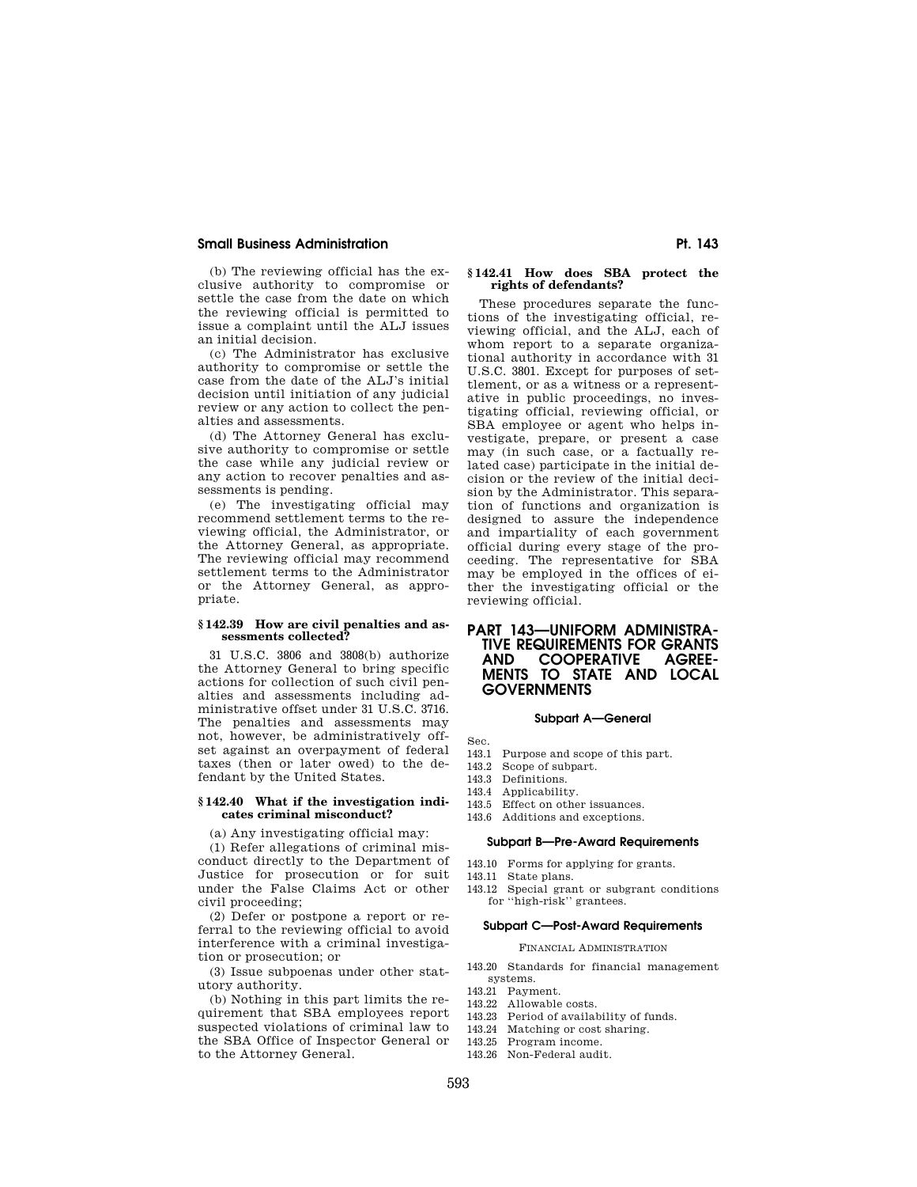(b) The reviewing official has the exclusive authority to compromise or settle the case from the date on which the reviewing official is permitted to issue a complaint until the ALJ issues an initial decision.

(c) The Administrator has exclusive authority to compromise or settle the case from the date of the ALJ's initial decision until initiation of any judicial review or any action to collect the penalties and assessments.

(d) The Attorney General has exclusive authority to compromise or settle the case while any judicial review or any action to recover penalties and assessments is pending.

(e) The investigating official may recommend settlement terms to the reviewing official, the Administrator, or the Attorney General, as appropriate. The reviewing official may recommend settlement terms to the Administrator or the Attorney General, as appropriate.

### § 142.39 How are civil penalties and assessments collected?

31 U.S.C. 3806 and 3808(b) authorize the Attorney General to bring specific actions for collection of such civil penalties and assessments including administrative offset under 31 U.S.C. 3716. The penalties and assessments may not, however, be administratively offset against an overpayment of federal taxes (then or later owed) to the defendant by the United States.

### § 142.40 What if the investigation indicates criminal misconduct?

(a) Any investigating official may:

(1) Refer allegations of criminal misconduct directly to the Department of Justice for prosecution or for suit under the False Claims Act or other civil proceeding;

(2) Defer or postpone a report or referral to the reviewing official to avoid interference with a criminal investigation or prosecution; or

(3) Issue subpoenas under other statutory authority.

(b) Nothing in this part limits the requirement that SBA employees report suspected violations of criminal law to the SBA Office of Inspector General or to the Attorney General.

### § 142.41 How does SBA protect the rights of defendants?

These procedures separate the functions of the investigating official, reviewing official, and the ALJ, each of whom report to a separate organizational authority in accordance with 31 U.S.C. 3801. Except for purposes of settlement, or as a witness or a representative in public proceedings, no investigating official, reviewing official, or SBA employee or agent who helps investigate, prepare, or present a case may (in such case, or a factually related case) participate in the initial decision or the review of the initial decision by the Administrator. This separation of functions and organization is designed to assure the independence and impartiality of each government official during every stage of the proceeding. The representative for SBA may be employed in the offices of either the investigating official or the reviewing official.

# PART 143—UNIFORM ADMINISTRATIVE REQUIREMENTS FOR GRANTS AND COOPERATIVE AGREEMENTS TO STATE AND LOCAL GOVERNMENTS

## Subpart A—General

Sec.
143.1 Purpose and scope of this part.
143.2 Scope of subpart.
143.3 Definitions.
143.4 Applicability.
143.5 Effect on other issuances.
143.6 Additions and exceptions.

## Subpart B—Pre-Award Requirements

143.10 Forms for applying for grants.
143.11 State plans.
143.12 Special grant or subgrant conditions for "high-risk" grantees.

## Subpart C—Post-Award Requirements

FINANCIAL ADMINISTRATION

143.20 Standards for financial management systems.
143.21 Payment.
143.22 Allowable costs.
143.23 Period of availability of funds.
143.24 Matching or cost sharing.
143.25 Program income.
143.26 Non-Federal audit.